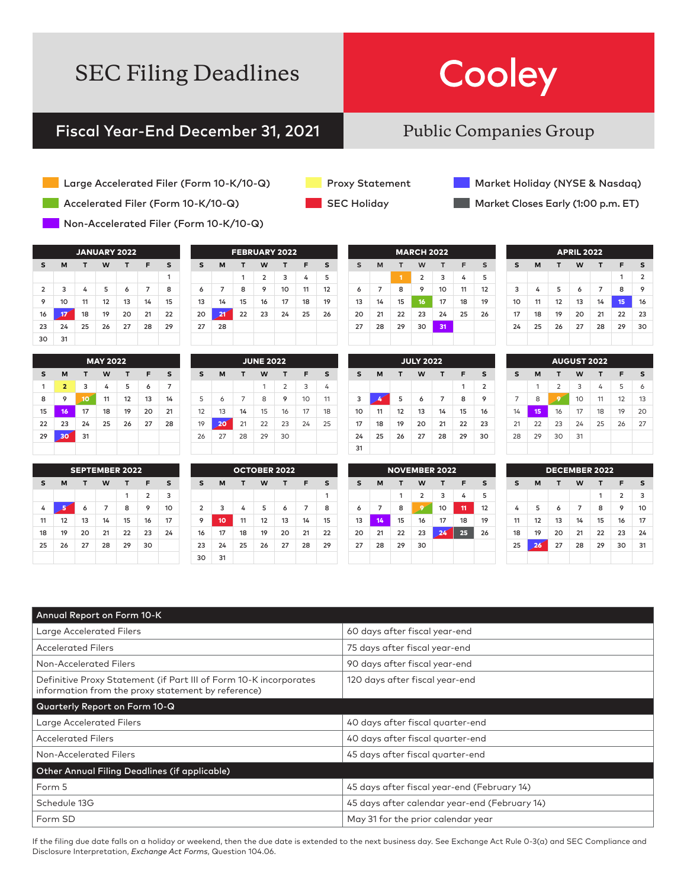# SEC Filing Deadlines

# Cooley

## Fiscal Year-End December 31, 2021

Public Companies Group

- Large Accelerated Filer (Form 10-K/10-Q)
- Accelerated Filer (Form 10-K/10-Q)
- Non-Accelerated Filer (Form 10-K/10-Q)
- Proxy Statement
- SEC Holiday
- Market Holiday (NYSE & Nasdaq)
- Market Closes Early (1:00 p.m. ET)

**JANUARY 2022**

| S | M | T | W | T | F | S |
|---|---|---|---|---|---|---|
| | | | | | | 1 |
| 2 | 3 | 4 | 5 | 6 | 7 | 8 |
| 9 | 10 | 11 | 12 | 13 | 14 | 15 |
| 16 | 17 | 18 | 19 | 20 | 21 | 22 |
| 23 | 24 | 25 | 26 | 27 | 28 | 29 |
| 30 | 31 | | | | | |

**FEBRUARY 2022**

| S | M | T | W | T | F | S |
|---|---|---|---|---|---|---|
| | | 1 | 2 | 3 | 4 | 5 |
| 6 | 7 | 8 | 9 | 10 | 11 | 12 |
| 13 | 14 | 15 | 16 | 17 | 18 | 19 |
| 20 | 21 | 22 | 23 | 24 | 25 | 26 |
| 27 | 28 | | | | | |

**MARCH 2022**

| S | M | T | W | T | F | S |
|---|---|---|---|---|---|---|
| | | 1 | 2 | 3 | 4 | 5 |
| 6 | 7 | 8 | 9 | 10 | 11 | 12 |
| 13 | 14 | 15 | 16 | 17 | 18 | 19 |
| 20 | 21 | 22 | 23 | 24 | 25 | 26 |
| 27 | 28 | 29 | 30 | 31 | | |

**APRIL 2022**

| S | M | T | W | T | F | S |
|---|---|---|---|---|---|---|
| | | | | | 1 | 2 |
| 3 | 4 | 5 | 6 | 7 | 8 | 9 |
| 10 | 11 | 12 | 13 | 14 | 15 | 16 |
| 17 | 18 | 19 | 20 | 21 | 22 | 23 |
| 24 | 25 | 26 | 27 | 28 | 29 | 30 |

**MAY 2022**

| S | M | T | W | T | F | S |
|---|---|---|---|---|---|---|
| 1 | 2 | 3 | 4 | 5 | 6 | 7 |
| 8 | 9 | 10 | 11 | 12 | 13 | 14 |
| 15 | 16 | 17 | 18 | 19 | 20 | 21 |
| 22 | 23 | 24 | 25 | 26 | 27 | 28 |
| 29 | 30 | 31 | | | | |

**JUNE 2022**

| S | M | T | W | T | F | S |
|---|---|---|---|---|---|---|
| | | | 1 | 2 | 3 | 4 |
| 5 | 6 | 7 | 8 | 9 | 10 | 11 |
| 12 | 13 | 14 | 15 | 16 | 17 | 18 |
| 19 | 20 | 21 | 22 | 23 | 24 | 25 |
| 26 | 27 | 28 | 29 | 30 | | |

**JULY 2022**

| S | M | T | W | T | F | S |
|---|---|---|---|---|---|---|
| | | | | | 1 | 2 |
| 3 | 4 | 5 | 6 | 7 | 8 | 9 |
| 10 | 11 | 12 | 13 | 14 | 15 | 16 |
| 17 | 18 | 19 | 20 | 21 | 22 | 23 |
| 24 | 25 | 26 | 27 | 28 | 29 | 30 |
| 31 | | | | | | |

**AUGUST 2022**

| S | M | T | W | T | F | S |
|---|---|---|---|---|---|---|
| | 1 | 2 | 3 | 4 | 5 | 6 |
| 7 | 8 | 9 | 10 | 11 | 12 | 13 |
| 14 | 15 | 16 | 17 | 18 | 19 | 20 |
| 21 | 22 | 23 | 24 | 25 | 26 | 27 |
| 28 | 29 | 30 | 31 | | | |

**SEPTEMBER 2022**

| S | M | T | W | T | F | S |
|---|---|---|---|---|---|---|
| | | | | 1 | 2 | 3 |
| 4 | 5 | 6 | 7 | 8 | 9 | 10 |
| 11 | 12 | 13 | 14 | 15 | 16 | 17 |
| 18 | 19 | 20 | 21 | 22 | 23 | 24 |
| 25 | 26 | 27 | 28 | 29 | 30 | |

**OCTOBER 2022**

| S | M | T | W | T | F | S |
|---|---|---|---|---|---|---|
| | | | | | | 1 |
| 2 | 3 | 4 | 5 | 6 | 7 | 8 |
| 9 | 10 | 11 | 12 | 13 | 14 | 15 |
| 16 | 17 | 18 | 19 | 20 | 21 | 22 |
| 23 | 24 | 25 | 26 | 27 | 28 | 29 |
| 30 | 31 | | | | | |

**NOVEMBER 2022**

| S | M | T | W | T | F | S |
|---|---|---|---|---|---|---|
| | | 1 | 2 | 3 | 4 | 5 |
| 6 | 7 | 8 | 9 | 10 | 11 | 12 |
| 13 | 14 | 15 | 16 | 17 | 18 | 19 |
| 20 | 21 | 22 | 23 | 24 | 25 | 26 |
| 27 | 28 | 29 | 30 | | | |

**DECEMBER 2022**

| S | M | T | W | T | F | S |
|---|---|---|---|---|---|---|
| | | | | 1 | 2 | 3 |
| 4 | 5 | 6 | 7 | 8 | 9 | 10 |
| 11 | 12 | 13 | 14 | 15 | 16 | 17 |
| 18 | 19 | 20 | 21 | 22 | 23 | 24 |
| 25 | 26 | 27 | 28 | 29 | 30 | 31 |

| Annual Report on Form 10-K | |
|---|---|
| Large Accelerated Filers | 60 days after fiscal year-end |
| Accelerated Filers | 75 days after fiscal year-end |
| Non-Accelerated Filers | 90 days after fiscal year-end |
| Definitive Proxy Statement (if Part III of Form 10-K incorporates information from the proxy statement by reference) | 120 days after fiscal year-end |
| **Quarterly Report on Form 10-Q** | |
| Large Accelerated Filers | 40 days after fiscal quarter-end |
| Accelerated Filers | 40 days after fiscal quarter-end |
| Non-Accelerated Filers | 45 days after fiscal quarter-end |
| **Other Annual Filing Deadlines (if applicable)** | |
| Form 5 | 45 days after fiscal year-end (February 14) |
| Schedule 13G | 45 days after calendar year-end (February 14) |
| Form SD | May 31 for the prior calendar year |

If the filing due date falls on a holiday or weekend, then the due date is extended to the next business day. See Exchange Act Rule 0-3(a) and SEC Compliance and Disclosure Interpretation, *Exchange Act Forms*, Question 104.06.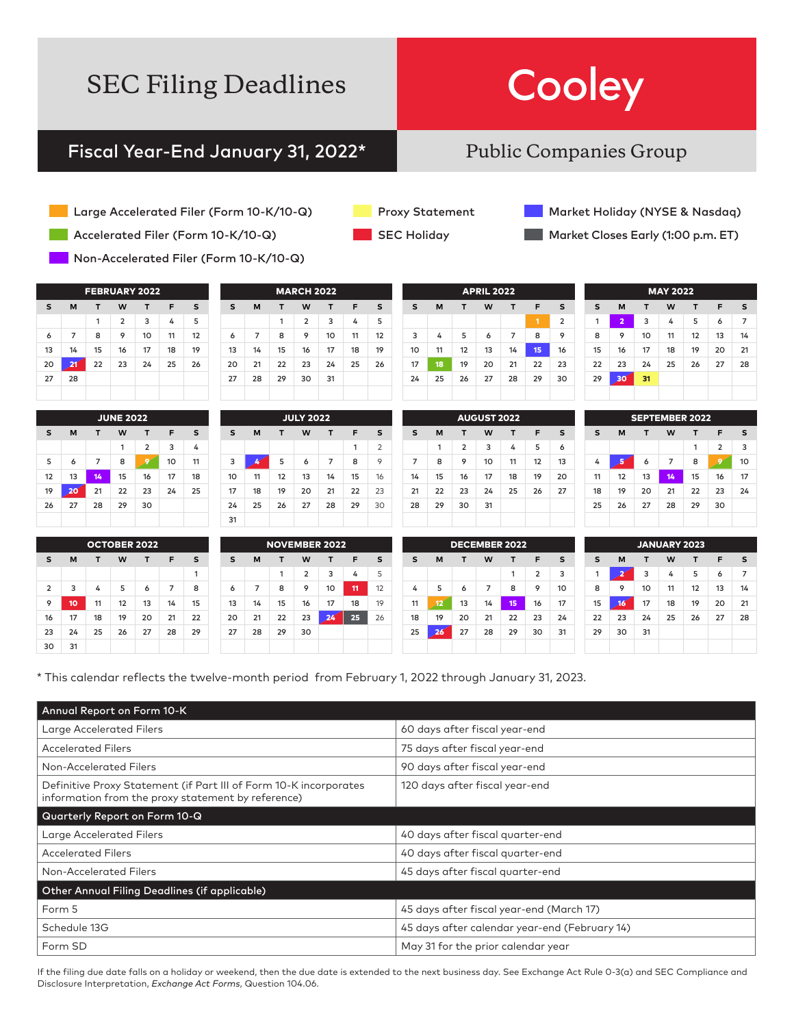# SEC Filing Deadlines

**Cooley**

## Fiscal Year-End January 31, 2022*

Public Companies Group

**Legend:**

- Large Accelerated Filer (Form 10-K/10-Q)
- Accelerated Filer (Form 10-K/10-Q)
- Non-Accelerated Filer (Form 10-K/10-Q)
- Proxy Statement
- SEC Holiday
- Market Holiday (NYSE & Nasdaq)
- Market Closes Early (1:00 p.m. ET)

### FEBRUARY 2022

| S | M | T | W | T | F | S |
|---|---|---|---|---|---|---|
| | | 1 | 2 | 3 | 4 | 5 |
| 6 | 7 | 8 | 9 | 10 | 11 | 12 |
| 13 | 14 | 15 | 16 | 17 | 18 | 19 |
| 20 | 21 | 22 | 23 | 24 | 25 | 26 |
| 27 | 28 | | | | | |

### MARCH 2022

| S | M | T | W | T | F | S |
|---|---|---|---|---|---|---|
| | | 1 | 2 | 3 | 4 | 5 |
| 6 | 7 | 8 | 9 | 10 | 11 | 12 |
| 13 | 14 | 15 | 16 | 17 | 18 | 19 |
| 20 | 21 | 22 | 23 | 24 | 25 | 26 |
| 27 | 28 | 29 | 30 | 31 | | |

### APRIL 2022

| S | M | T | W | T | F | S |
|---|---|---|---|---|---|---|
| | | | | | 1 | 2 |
| 3 | 4 | 5 | 6 | 7 | 8 | 9 |
| 10 | 11 | 12 | 13 | 14 | 15 | 16 |
| 17 | 18 | 19 | 20 | 21 | 22 | 23 |
| 24 | 25 | 26 | 27 | 28 | 29 | 30 |

### MAY 2022

| S | M | T | W | T | F | S |
|---|---|---|---|---|---|---|
| 1 | 2 | 3 | 4 | 5 | 6 | 7 |
| 8 | 9 | 10 | 11 | 12 | 13 | 14 |
| 15 | 16 | 17 | 18 | 19 | 20 | 21 |
| 22 | 23 | 24 | 25 | 26 | 27 | 28 |
| 29 | 30 | 31 | | | | |

### JUNE 2022

| S | M | T | W | T | F | S |
|---|---|---|---|---|---|---|
| | | | 1 | 2 | 3 | 4 |
| 5 | 6 | 7 | 8 | 9 | 10 | 11 |
| 12 | 13 | 14 | 15 | 16 | 17 | 18 |
| 19 | 20 | 21 | 22 | 23 | 24 | 25 |
| 26 | 27 | 28 | 29 | 30 | | |

### JULY 2022

| S | M | T | W | T | F | S |
|---|---|---|---|---|---|---|
| | | | | | 1 | 2 |
| 3 | 4 | 5 | 6 | 7 | 8 | 9 |
| 10 | 11 | 12 | 13 | 14 | 15 | 16 |
| 17 | 18 | 19 | 20 | 21 | 22 | 23 |
| 24 | 25 | 26 | 27 | 28 | 29 | 30 |
| 31 | | | | | | |

### AUGUST 2022

| S | M | T | W | T | F | S |
|---|---|---|---|---|---|---|
| | 1 | 2 | 3 | 4 | 5 | 6 |
| 7 | 8 | 9 | 10 | 11 | 12 | 13 |
| 14 | 15 | 16 | 17 | 18 | 19 | 20 |
| 21 | 22 | 23 | 24 | 25 | 26 | 27 |
| 28 | 29 | 30 | 31 | | | |

### SEPTEMBER 2022

| S | M | T | W | T | F | S |
|---|---|---|---|---|---|---|
| | | | | 1 | 2 | 3 |
| 4 | 5 | 6 | 7 | 8 | 9 | 10 |
| 11 | 12 | 13 | 14 | 15 | 16 | 17 |
| 18 | 19 | 20 | 21 | 22 | 23 | 24 |
| 25 | 26 | 27 | 28 | 29 | 30 | |

### OCTOBER 2022

| S | M | T | W | T | F | S |
|---|---|---|---|---|---|---|
| | | | | | | 1 |
| 2 | 3 | 4 | 5 | 6 | 7 | 8 |
| 9 | 10 | 11 | 12 | 13 | 14 | 15 |
| 16 | 17 | 18 | 19 | 20 | 21 | 22 |
| 23 | 24 | 25 | 26 | 27 | 28 | 29 |
| 30 | 31 | | | | | |

### NOVEMBER 2022

| S | M | T | W | T | F | S |
|---|---|---|---|---|---|---|
| | | 1 | 2 | 3 | 4 | 5 |
| 6 | 7 | 8 | 9 | 10 | 11 | 12 |
| 13 | 14 | 15 | 16 | 17 | 18 | 19 |
| 20 | 21 | 22 | 23 | 24 | 25 | 26 |
| 27 | 28 | 29 | 30 | | | |

### DECEMBER 2022

| S | M | T | W | T | F | S |
|---|---|---|---|---|---|---|
| | | | | 1 | 2 | 3 |
| 4 | 5 | 6 | 7 | 8 | 9 | 10 |
| 11 | 12 | 13 | 14 | 15 | 16 | 17 |
| 18 | 19 | 20 | 21 | 22 | 23 | 24 |
| 25 | 26 | 27 | 28 | 29 | 30 | 31 |

### JANUARY 2023

| S | M | T | W | T | F | S |
|---|---|---|---|---|---|---|
| 1 | 2 | 3 | 4 | 5 | 6 | 7 |
| 8 | 9 | 10 | 11 | 12 | 13 | 14 |
| 15 | 16 | 17 | 18 | 19 | 20 | 21 |
| 22 | 23 | 24 | 25 | 26 | 27 | 28 |
| 29 | 30 | 31 | | | | |

* This calendar reflects the twelve-month period from February 1, 2022 through January 31, 2023.

| Annual Report on Form 10-K | |
|---|---|
| Large Accelerated Filers | 60 days after fiscal year-end |
| Accelerated Filers | 75 days after fiscal year-end |
| Non-Accelerated Filers | 90 days after fiscal year-end |
| Definitive Proxy Statement (if Part III of Form 10-K incorporates information from the proxy statement by reference) | 120 days after fiscal year-end |
| **Quarterly Report on Form 10-Q** | |
| Large Accelerated Filers | 40 days after fiscal quarter-end |
| Accelerated Filers | 40 days after fiscal quarter-end |
| Non-Accelerated Filers | 45 days after fiscal quarter-end |
| **Other Annual Filing Deadlines (if applicable)** | |
| Form 5 | 45 days after fiscal year-end (March 17) |
| Schedule 13G | 45 days after calendar year-end (February 14) |
| Form SD | May 31 for the prior calendar year |

If the filing due date falls on a holiday or weekend, then the due date is extended to the next business day. See Exchange Act Rule 0-3(a) and SEC Compliance and Disclosure Interpretation, *Exchange Act Forms*, Question 104.06.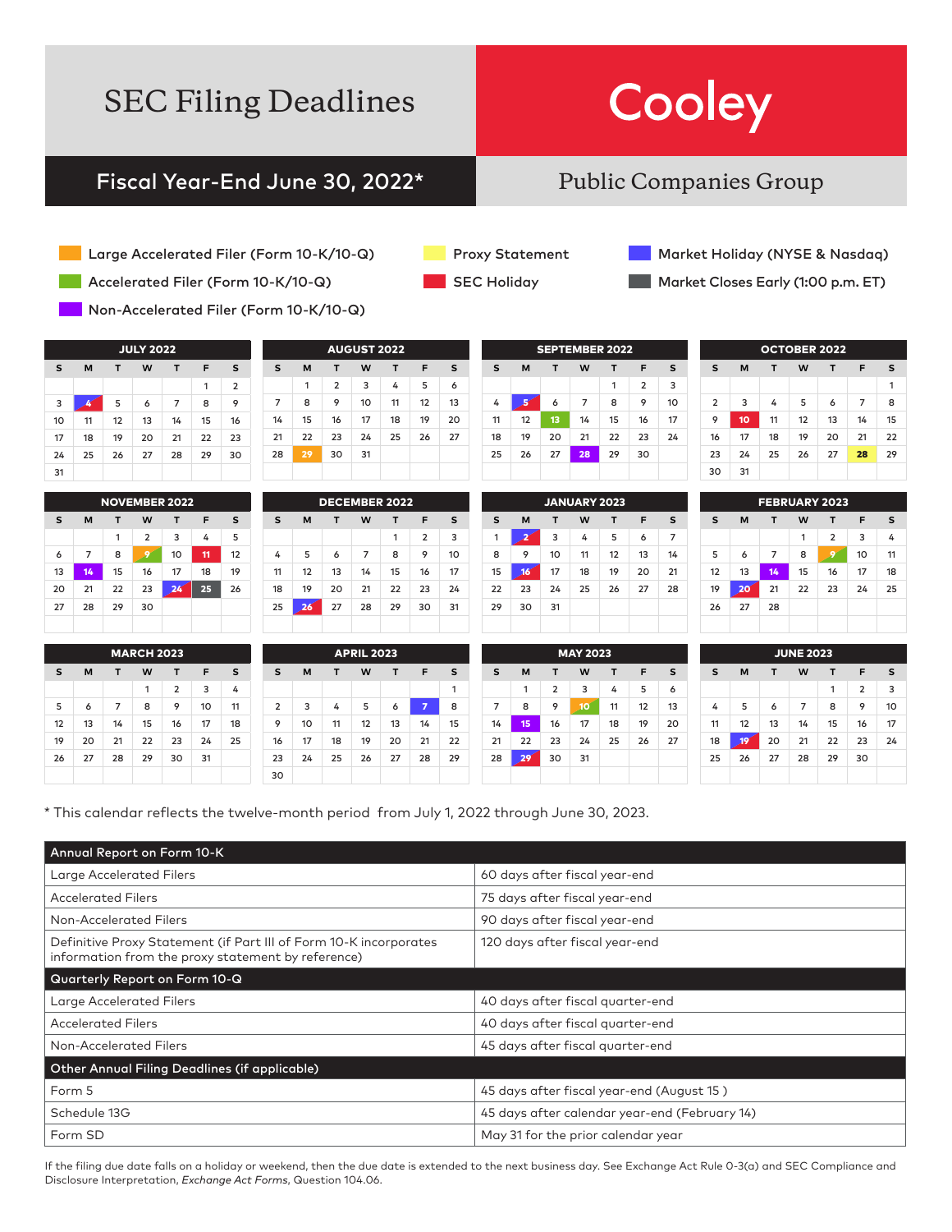# SEC Filing Deadlines

# Cooley

## Fiscal Year-End June 30, 2022*

## Public Companies Group

- Large Accelerated Filer (Form 10-K/10-Q)
- Accelerated Filer (Form 10-K/10-Q)
- Non-Accelerated Filer (Form 10-K/10-Q)
- Proxy Statement
- SEC Holiday
- Market Holiday (NYSE & Nasdaq)
- Market Closes Early (1:00 p.m. ET)

**JULY 2022**

| S | M | T | W | T | F | S |
|---|---|---|---|---|---|---|
| | | | | | 1 | 2 |
| 3 | 4 | 5 | 6 | 7 | 8 | 9 |
| 10 | 11 | 12 | 13 | 14 | 15 | 16 |
| 17 | 18 | 19 | 20 | 21 | 22 | 23 |
| 24 | 25 | 26 | 27 | 28 | 29 | 30 |
| 31 | | | | | | |

**AUGUST 2022**

| S | M | T | W | T | F | S |
|---|---|---|---|---|---|---|
| | 1 | 2 | 3 | 4 | 5 | 6 |
| 7 | 8 | 9 | 10 | 11 | 12 | 13 |
| 14 | 15 | 16 | 17 | 18 | 19 | 20 |
| 21 | 22 | 23 | 24 | 25 | 26 | 27 |
| 28 | 29 | 30 | 31 | | | |

**SEPTEMBER 2022**

| S | M | T | W | T | F | S |
|---|---|---|---|---|---|---|
| | | | | 1 | 2 | 3 |
| 4 | 5 | 6 | 7 | 8 | 9 | 10 |
| 11 | 12 | 13 | 14 | 15 | 16 | 17 |
| 18 | 19 | 20 | 21 | 22 | 23 | 24 |
| 25 | 26 | 27 | 28 | 29 | 30 | |

**OCTOBER 2022**

| S | M | T | W | T | F | S |
|---|---|---|---|---|---|---|
| | | | | | | 1 |
| 2 | 3 | 4 | 5 | 6 | 7 | 8 |
| 9 | 10 | 11 | 12 | 13 | 14 | 15 |
| 16 | 17 | 18 | 19 | 20 | 21 | 22 |
| 23 | 24 | 25 | 26 | 27 | 28 | 29 |
| 30 | 31 | | | | | |

**NOVEMBER 2022**

| S | M | T | W | T | F | S |
|---|---|---|---|---|---|---|
| | | 1 | 2 | 3 | 4 | 5 |
| 6 | 7 | 8 | 9 | 10 | 11 | 12 |
| 13 | 14 | 15 | 16 | 17 | 18 | 19 |
| 20 | 21 | 22 | 23 | 24 | 25 | 26 |
| 27 | 28 | 29 | 30 | | | |

**DECEMBER 2022**

| S | M | T | W | T | F | S |
|---|---|---|---|---|---|---|
| | | | | 1 | 2 | 3 |
| 4 | 5 | 6 | 7 | 8 | 9 | 10 |
| 11 | 12 | 13 | 14 | 15 | 16 | 17 |
| 18 | 19 | 20 | 21 | 22 | 23 | 24 |
| 25 | 26 | 27 | 28 | 29 | 30 | 31 |

**JANUARY 2023**

| S | M | T | W | T | F | S |
|---|---|---|---|---|---|---|
| 1 | 2 | 3 | 4 | 5 | 6 | 7 |
| 8 | 9 | 10 | 11 | 12 | 13 | 14 |
| 15 | 16 | 17 | 18 | 19 | 20 | 21 |
| 22 | 23 | 24 | 25 | 26 | 27 | 28 |
| 29 | 30 | 31 | | | | |

**FEBRUARY 2023**

| S | M | T | W | T | F | S |
|---|---|---|---|---|---|---|
| | | | 1 | 2 | 3 | 4 |
| 5 | 6 | 7 | 8 | 9 | 10 | 11 |
| 12 | 13 | 14 | 15 | 16 | 17 | 18 |
| 19 | 20 | 21 | 22 | 23 | 24 | 25 |
| 26 | 27 | 28 | | | | |

**MARCH 2023**

| S | M | T | W | T | F | S |
|---|---|---|---|---|---|---|
| | | | 1 | 2 | 3 | 4 |
| 5 | 6 | 7 | 8 | 9 | 10 | 11 |
| 12 | 13 | 14 | 15 | 16 | 17 | 18 |
| 19 | 20 | 21 | 22 | 23 | 24 | 25 |
| 26 | 27 | 28 | 29 | 30 | 31 | |

**APRIL 2023**

| S | M | T | W | T | F | S |
|---|---|---|---|---|---|---|
| | | | | | | 1 |
| 2 | 3 | 4 | 5 | 6 | 7 | 8 |
| 9 | 10 | 11 | 12 | 13 | 14 | 15 |
| 16 | 17 | 18 | 19 | 20 | 21 | 22 |
| 23 | 24 | 25 | 26 | 27 | 28 | 29 |
| 30 | | | | | | |

**MAY 2023**

| S | M | T | W | T | F | S |
|---|---|---|---|---|---|---|
| | 1 | 2 | 3 | 4 | 5 | 6 |
| 7 | 8 | 9 | 10 | 11 | 12 | 13 |
| 14 | 15 | 16 | 17 | 18 | 19 | 20 |
| 21 | 22 | 23 | 24 | 25 | 26 | 27 |
| 28 | 29 | 30 | 31 | | | |

**JUNE 2023**

| S | M | T | W | T | F | S |
|---|---|---|---|---|---|---|
| | | | | 1 | 2 | 3 |
| 4 | 5 | 6 | 7 | 8 | 9 | 10 |
| 11 | 12 | 13 | 14 | 15 | 16 | 17 |
| 18 | 19 | 20 | 21 | 22 | 23 | 24 |
| 25 | 26 | 27 | 28 | 29 | 30 | |

\* This calendar reflects the twelve-month period from July 1, 2022 through June 30, 2023.

| Annual Report on Form 10-K | |
|---|---|
| Large Accelerated Filers | 60 days after fiscal year-end |
| Accelerated Filers | 75 days after fiscal year-end |
| Non-Accelerated Filers | 90 days after fiscal year-end |
| Definitive Proxy Statement (if Part III of Form 10-K incorporates information from the proxy statement by reference) | 120 days after fiscal year-end |
| **Quarterly Report on Form 10-Q** | |
| Large Accelerated Filers | 40 days after fiscal quarter-end |
| Accelerated Filers | 40 days after fiscal quarter-end |
| Non-Accelerated Filers | 45 days after fiscal quarter-end |
| **Other Annual Filing Deadlines (if applicable)** | |
| Form 5 | 45 days after fiscal year-end (August 15 ) |
| Schedule 13G | 45 days after calendar year-end (February 14) |
| Form SD | May 31 for the prior calendar year |

If the filing due date falls on a holiday or weekend, then the due date is extended to the next business day. See Exchange Act Rule 0-3(a) and SEC Compliance and Disclosure Interpretation, *Exchange Act Forms*, Question 104.06.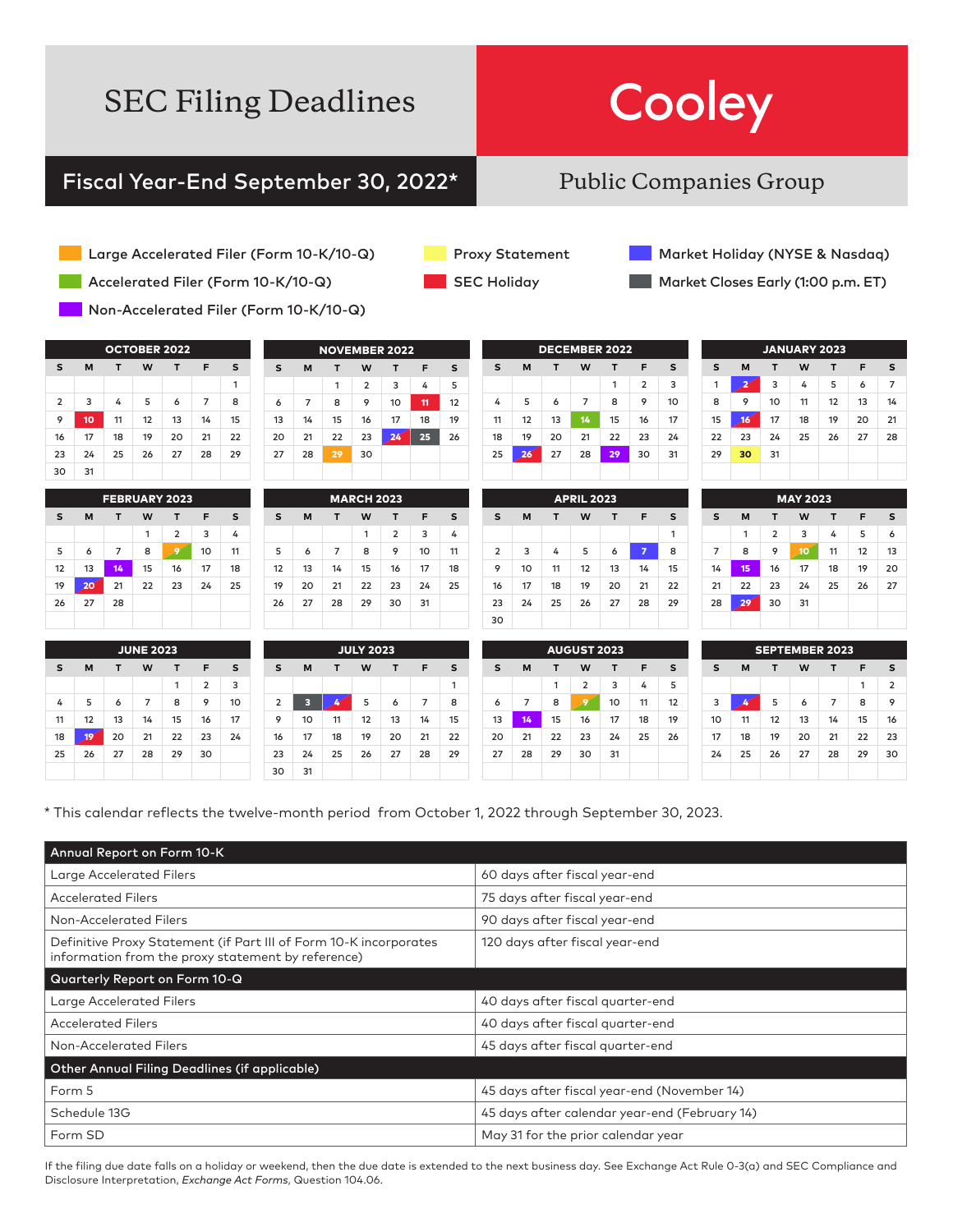# SEC Filing Deadlines

**Cooley**

## Fiscal Year-End September 30, 2022*

Public Companies Group

Legend:

- Large Accelerated Filer (Form 10-K/10-Q) — orange
- Accelerated Filer (Form 10-K/10-Q) — green
- Non-Accelerated Filer (Form 10-K/10-Q) — purple
- Proxy Statement — yellow
- SEC Holiday — red
- Market Holiday (NYSE & Nasdaq) — blue
- Market Closes Early (1:00 p.m. ET) — dark gray

### OCTOBER 2022

| S | M | T | W | T | F | S |
|---|---|---|---|---|---|---|
| | | | | | | 1 |
| 2 | 3 | 4 | 5 | 6 | 7 | 8 |
| 9 | **10** | 11 | 12 | 13 | 14 | 15 |
| 16 | 17 | 18 | 19 | 20 | 21 | 22 |
| 23 | 24 | 25 | 26 | 27 | 28 | 29 |
| 30 | 31 | | | | | |

### NOVEMBER 2022

| S | M | T | W | T | F | S |
|---|---|---|---|---|---|---|
| | | 1 | 2 | 3 | 4 | 5 |
| 6 | 7 | 8 | 9 | 10 | **11** | 12 |
| 13 | 14 | 15 | 16 | 17 | 18 | 19 |
| 20 | 21 | 22 | 23 | **24** | **25** | 26 |
| 27 | 28 | **29** | 30 | | | |

### DECEMBER 2022

| S | M | T | W | T | F | S |
|---|---|---|---|---|---|---|
| | | | | 1 | 2 | 3 |
| 4 | 5 | 6 | 7 | 8 | 9 | 10 |
| 11 | 12 | 13 | **14** | 15 | 16 | 17 |
| 18 | 19 | 20 | 21 | 22 | 23 | 24 |
| 25 | **26** | 27 | 28 | **29** | 30 | 31 |

### JANUARY 2023

| S | M | T | W | T | F | S |
|---|---|---|---|---|---|---|
| 1 | **2** | 3 | 4 | 5 | 6 | 7 |
| 8 | 9 | 10 | 11 | 12 | 13 | 14 |
| 15 | **16** | 17 | 18 | 19 | 20 | 21 |
| 22 | 23 | 24 | 25 | 26 | 27 | 28 |
| 29 | **30** | 31 | | | | |

### FEBRUARY 2023

| S | M | T | W | T | F | S |
|---|---|---|---|---|---|---|
| | | | 1 | 2 | 3 | 4 |
| 5 | 6 | 7 | 8 | **9** | 10 | 11 |
| 12 | 13 | **14** | 15 | 16 | 17 | 18 |
| 19 | **20** | 21 | 22 | 23 | 24 | 25 |
| 26 | 27 | 28 | | | | |

### MARCH 2023

| S | M | T | W | T | F | S |
|---|---|---|---|---|---|---|
| | | | 1 | 2 | 3 | 4 |
| 5 | 6 | 7 | 8 | 9 | 10 | 11 |
| 12 | 13 | 14 | 15 | 16 | 17 | 18 |
| 19 | 20 | 21 | 22 | 23 | 24 | 25 |
| 26 | 27 | 28 | 29 | 30 | 31 | |

### APRIL 2023

| S | M | T | W | T | F | S |
|---|---|---|---|---|---|---|
| | | | | | | 1 |
| 2 | 3 | 4 | 5 | 6 | **7** | 8 |
| 9 | 10 | 11 | 12 | 13 | 14 | 15 |
| 16 | 17 | 18 | 19 | 20 | 21 | 22 |
| 23 | 24 | 25 | 26 | 27 | 28 | 29 |
| 30 | | | | | | |

### MAY 2023

| S | M | T | W | T | F | S |
|---|---|---|---|---|---|---|
| | 1 | 2 | 3 | 4 | 5 | 6 |
| 7 | 8 | 9 | **10** | 11 | 12 | 13 |
| 14 | **15** | 16 | 17 | 18 | 19 | 20 |
| 21 | 22 | 23 | 24 | 25 | 26 | 27 |
| 28 | **29** | 30 | 31 | | | |

### JUNE 2023

| S | M | T | W | T | F | S |
|---|---|---|---|---|---|---|
| | | | | 1 | 2 | 3 |
| 4 | 5 | 6 | 7 | 8 | 9 | 10 |
| 11 | 12 | 13 | 14 | 15 | 16 | 17 |
| 18 | **19** | 20 | 21 | 22 | 23 | 24 |
| 25 | 26 | 27 | 28 | 29 | 30 | |

### JULY 2023

| S | M | T | W | T | F | S |
|---|---|---|---|---|---|---|
| | | | | | | 1 |
| 2 | **3** | **4** | 5 | 6 | 7 | 8 |
| 9 | 10 | 11 | 12 | 13 | 14 | 15 |
| 16 | 17 | 18 | 19 | 20 | 21 | 22 |
| 23 | 24 | 25 | 26 | 27 | 28 | 29 |
| 30 | 31 | | | | | |

### AUGUST 2023

| S | M | T | W | T | F | S |
|---|---|---|---|---|---|---|
| | | 1 | 2 | 3 | 4 | 5 |
| 6 | 7 | 8 | **9** | 10 | 11 | 12 |
| 13 | **14** | 15 | 16 | 17 | 18 | 19 |
| 20 | 21 | 22 | 23 | 24 | 25 | 26 |
| 27 | 28 | 29 | 30 | 31 | | |

### SEPTEMBER 2023

| S | M | T | W | T | F | S |
|---|---|---|---|---|---|---|
| | | | | | 1 | 2 |
| 3 | **4** | 5 | 6 | 7 | 8 | 9 |
| 10 | 11 | 12 | 13 | 14 | 15 | 16 |
| 17 | 18 | 19 | 20 | 21 | 22 | 23 |
| 24 | 25 | 26 | 27 | 28 | 29 | 30 |

\* This calendar reflects the twelve-month period from October 1, 2022 through September 30, 2023.

| Annual Report on Form 10-K | |
|---|---|
| Large Accelerated Filers | 60 days after fiscal year-end |
| Accelerated Filers | 75 days after fiscal year-end |
| Non-Accelerated Filers | 90 days after fiscal year-end |
| Definitive Proxy Statement (if Part III of Form 10-K incorporates information from the proxy statement by reference) | 120 days after fiscal year-end |
| **Quarterly Report on Form 10-Q** | |
| Large Accelerated Filers | 40 days after fiscal quarter-end |
| Accelerated Filers | 40 days after fiscal quarter-end |
| Non-Accelerated Filers | 45 days after fiscal quarter-end |
| **Other Annual Filing Deadlines (if applicable)** | |
| Form 5 | 45 days after fiscal year-end (November 14) |
| Schedule 13G | 45 days after calendar year-end (February 14) |
| Form SD | May 31 for the prior calendar year |

If the filing due date falls on a holiday or weekend, then the due date is extended to the next business day. See Exchange Act Rule 0-3(a) and SEC Compliance and Disclosure Interpretation, *Exchange Act Forms*, Question 104.06.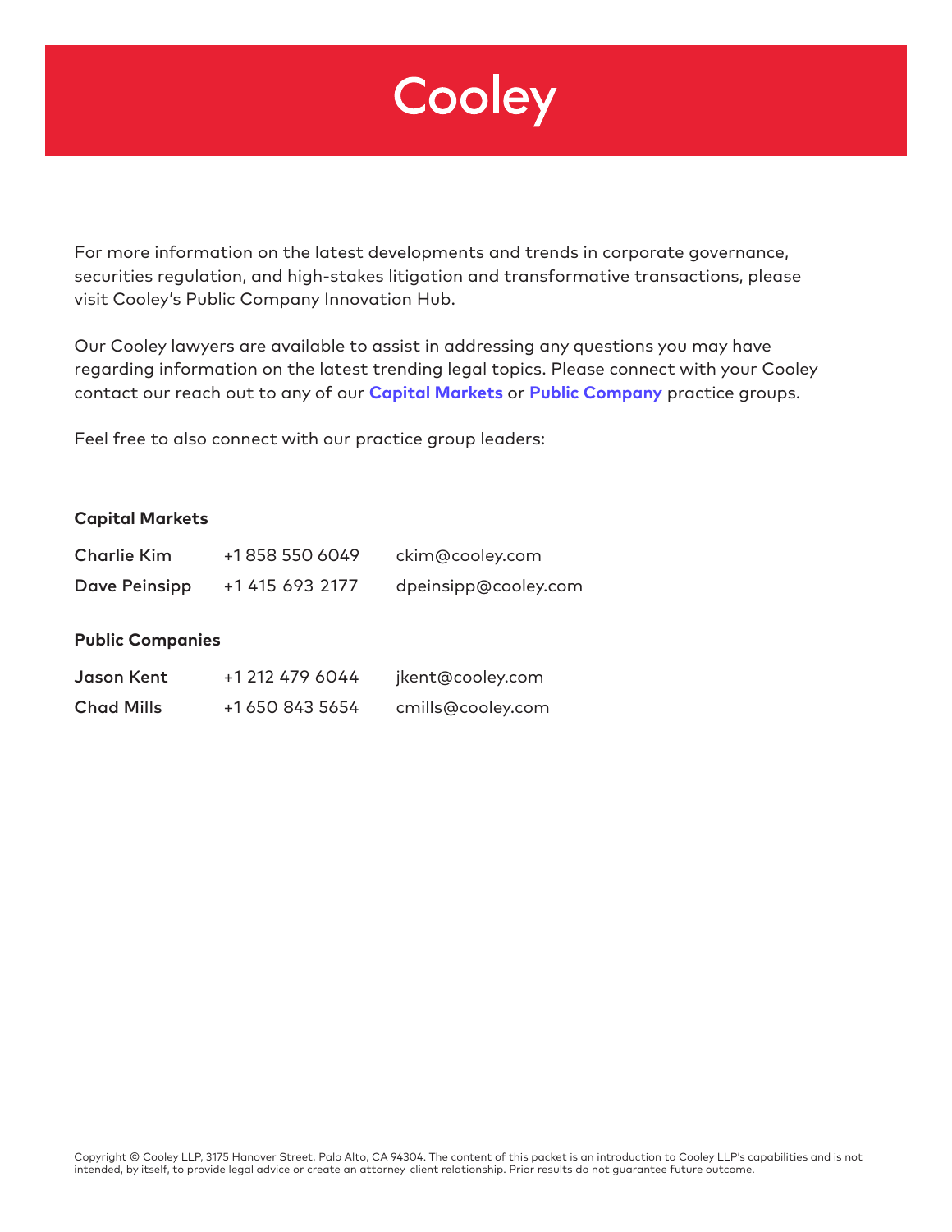# Cooley

For more information on the latest developments and trends in corporate governance, securities regulation, and high-stakes litigation and transformative transactions, please visit Cooley's Public Company Innovation Hub.

Our Cooley lawyers are available to assist in addressing any questions you may have regarding information on the latest trending legal topics. Please connect with your Cooley contact our reach out to any of our **Capital Markets** or **Public Company** practice groups.

Feel free to also connect with our practice group leaders:

**Capital Markets**

| | | |
|---|---|---|
| **Charlie Kim** | +1 858 550 6049 | ckim@cooley.com |
| **Dave Peinsipp** | +1 415 693 2177 | dpeinsipp@cooley.com |

**Public Companies**

| | | |
|---|---|---|
| **Jason Kent** | +1 212 479 6044 | jkent@cooley.com |
| **Chad Mills** | +1 650 843 5654 | cmills@cooley.com |

Copyright © Cooley LLP, 3175 Hanover Street, Palo Alto, CA 94304. The content of this packet is an introduction to Cooley LLP's capabilities and is not intended, by itself, to provide legal advice or create an attorney-client relationship. Prior results do not guarantee future outcome.